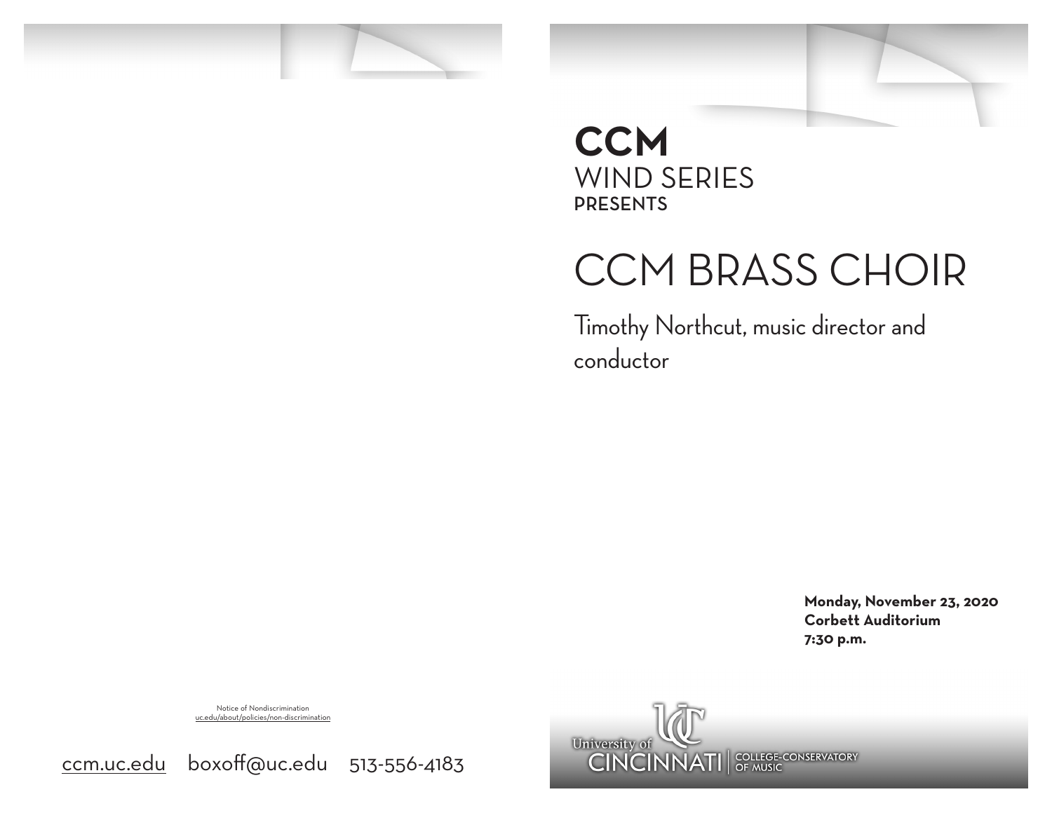**CCM**
WIND SERIES
**PRESENTS**

# CCM BRASS CHOIR

Timothy Northcut, music director and conductor

**Monday, November 23, 2020**
**Corbett Auditorium**
**7:30 p.m.**

University of CINCINNATI | COLLEGE-CONSERVATORY OF MUSIC

Notice of Nondiscrimination
uc.edu/about/policies/non-discrimination

ccm.uc.edu boxoff@uc.edu 513-556-4183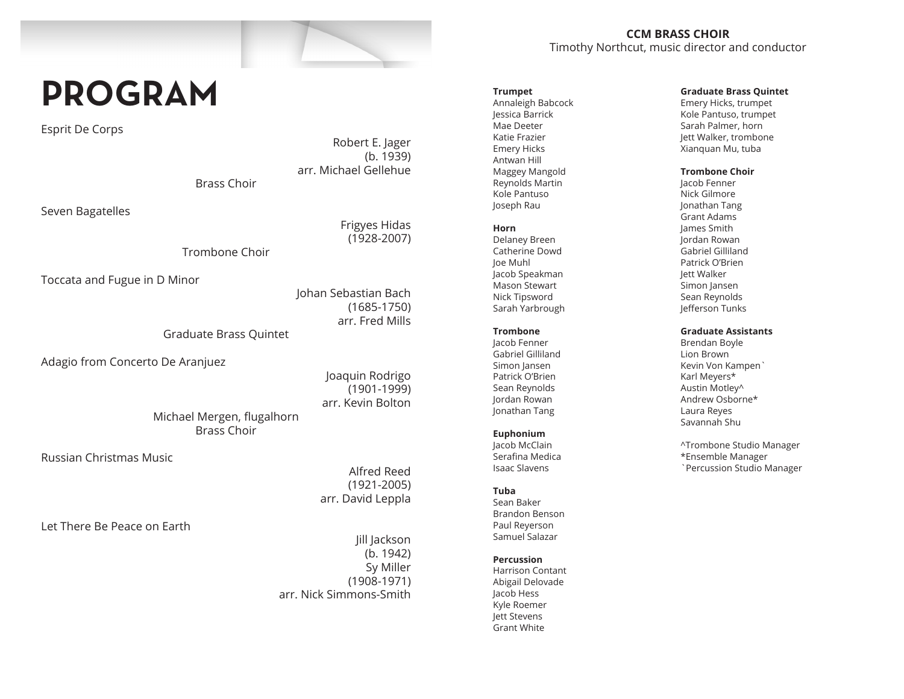# PROGRAM

Esprit De Corps

Robert E. Jager
(b. 1939)
arr. Michael Gellehue

Brass Choir

Seven Bagatelles

Frigyes Hidas
(1928-2007)

Trombone Choir

Toccata and Fugue in D Minor

Johan Sebastian Bach
(1685-1750)
arr. Fred Mills

Graduate Brass Quintet

Adagio from Concerto De Aranjuez

Joaquin Rodrigo
(1901-1999)
arr. Kevin Bolton

Michael Mergen, flugalhorn
Brass Choir

Russian Christmas Music

Alfred Reed
(1921-2005)
arr. David Leppla

Let There Be Peace on Earth

Jill Jackson
(b. 1942)
Sy Miller
(1908-1971)
arr. Nick Simmons-Smith

## CCM BRASS CHOIR

Timothy Northcut, music director and conductor

**Trumpet**
Annaleigh Babcock
Jessica Barrick
Mae Deeter
Katie Frazier
Emery Hicks
Antwan Hill
Maggey Mangold
Reynolds Martin
Kole Pantuso
Joseph Rau

**Horn**
Delaney Breen
Catherine Dowd
Joe Muhl
Jacob Speakman
Mason Stewart
Nick Tipsword
Sarah Yarbrough

**Trombone**
Jacob Fenner
Gabriel Gilliland
Simon Jansen
Patrick O'Brien
Sean Reynolds
Jordan Rowan
Jonathan Tang

**Euphonium**
Jacob McClain
Serafina Medica
Isaac Slavens

**Tuba**
Sean Baker
Brandon Benson
Paul Reyerson
Samuel Salazar

**Percussion**
Harrison Contant
Abigail Delovade
Jacob Hess
Kyle Roemer
Jett Stevens
Grant White

**Graduate Brass Quintet**
Emery Hicks, trumpet
Kole Pantuso, trumpet
Sarah Palmer, horn
Jett Walker, trombone
Xianquan Mu, tuba

**Trombone Choir**
Jacob Fenner
Nick Gilmore
Jonathan Tang
Grant Adams
James Smith
Jordan Rowan
Gabriel Gilliland
Patrick O'Brien
Jett Walker
Simon Jansen
Sean Reynolds
Jefferson Tunks

**Graduate Assistants**
Brendan Boyle
Lion Brown
Kevin Von Kampen`
Karl Meyers*
Austin Motley^
Andrew Osborne*
Laura Reyes
Savannah Shu

^Trombone Studio Manager
*Ensemble Manager
`Percussion Studio Manager